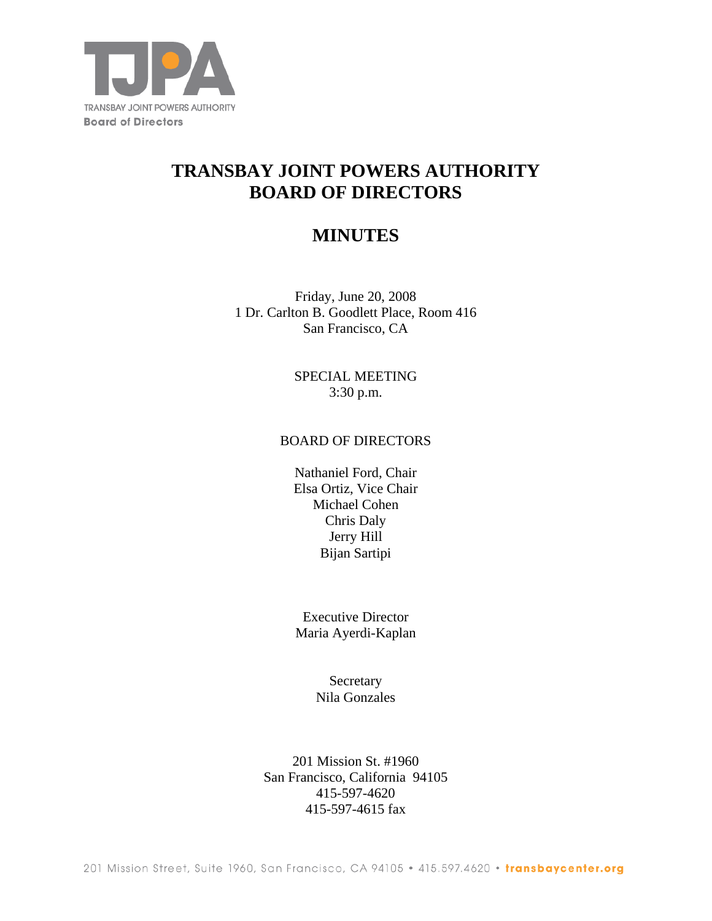TJPA

TRANSBAY JOINT POWERS AUTHORITY
Board of Directors

# TRANSBAY JOINT POWERS AUTHORITY BOARD OF DIRECTORS

# MINUTES

Friday, June 20, 2008
1 Dr. Carlton B. Goodlett Place, Room 416
San Francisco, CA

SPECIAL MEETING
3:30 p.m.

BOARD OF DIRECTORS

Nathaniel Ford, Chair
Elsa Ortiz, Vice Chair
Michael Cohen
Chris Daly
Jerry Hill
Bijan Sartipi

Executive Director
Maria Ayerdi-Kaplan

Secretary
Nila Gonzales

201 Mission St. #1960
San Francisco, California 94105
415-597-4620
415-597-4615 fax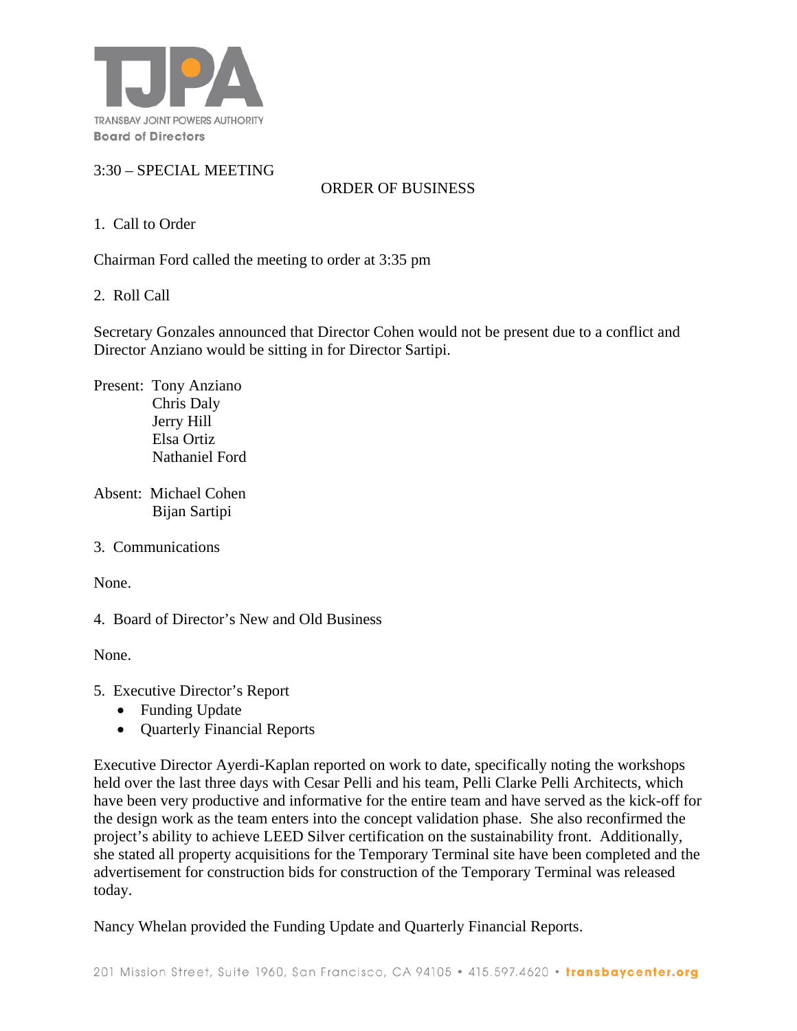TRANSBAY JOINT POWERS AUTHORITY
**Board of Directors**

3:30 – SPECIAL MEETING

ORDER OF BUSINESS

1. Call to Order

Chairman Ford called the meeting to order at 3:35 pm

2. Roll Call

Secretary Gonzales announced that Director Cohen would not be present due to a conflict and Director Anziano would be sitting in for Director Sartipi.

Present: Tony Anziano
Chris Daly
Jerry Hill
Elsa Ortiz
Nathaniel Ford

Absent: Michael Cohen
Bijan Sartipi

3. Communications

None.

4. Board of Director's New and Old Business

None.

5. Executive Director's Report
   - Funding Update
   - Quarterly Financial Reports

Executive Director Ayerdi-Kaplan reported on work to date, specifically noting the workshops held over the last three days with Cesar Pelli and his team, Pelli Clarke Pelli Architects, which have been very productive and informative for the entire team and have served as the kick-off for the design work as the team enters into the concept validation phase. She also reconfirmed the project's ability to achieve LEED Silver certification on the sustainability front. Additionally, she stated all property acquisitions for the Temporary Terminal site have been completed and the advertisement for construction bids for construction of the Temporary Terminal was released today.

Nancy Whelan provided the Funding Update and Quarterly Financial Reports.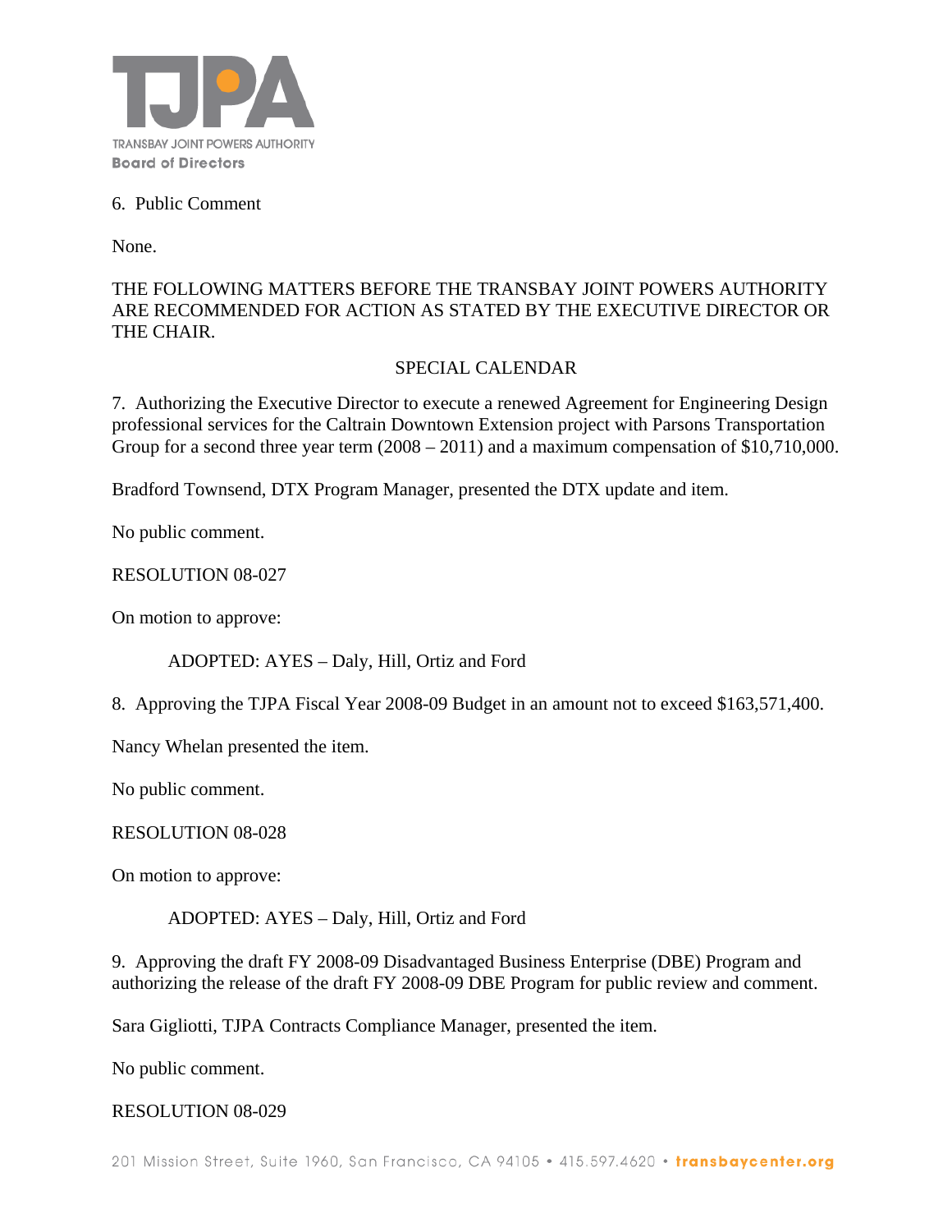6. Public Comment

None.

THE FOLLOWING MATTERS BEFORE THE TRANSBAY JOINT POWERS AUTHORITY ARE RECOMMENDED FOR ACTION AS STATED BY THE EXECUTIVE DIRECTOR OR THE CHAIR.

SPECIAL CALENDAR

7. Authorizing the Executive Director to execute a renewed Agreement for Engineering Design professional services for the Caltrain Downtown Extension project with Parsons Transportation Group for a second three year term (2008 – 2011) and a maximum compensation of $10,710,000.

Bradford Townsend, DTX Program Manager, presented the DTX update and item.

No public comment.

RESOLUTION 08-027

On motion to approve:

ADOPTED: AYES – Daly, Hill, Ortiz and Ford

8. Approving the TJPA Fiscal Year 2008-09 Budget in an amount not to exceed $163,571,400.

Nancy Whelan presented the item.

No public comment.

RESOLUTION 08-028

On motion to approve:

ADOPTED: AYES – Daly, Hill, Ortiz and Ford

9. Approving the draft FY 2008-09 Disadvantaged Business Enterprise (DBE) Program and authorizing the release of the draft FY 2008-09 DBE Program for public review and comment.

Sara Gigliotti, TJPA Contracts Compliance Manager, presented the item.

No public comment.

RESOLUTION 08-029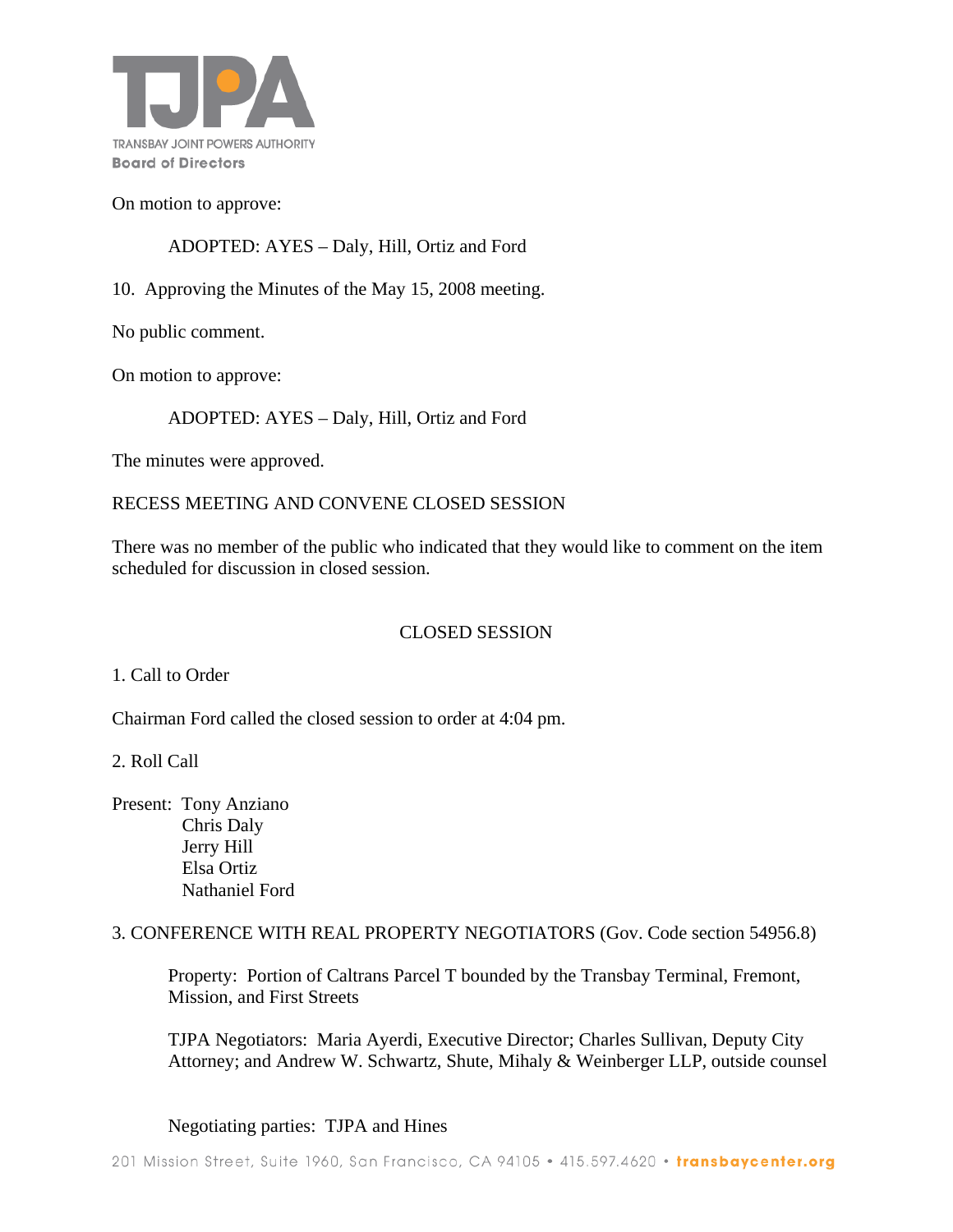On motion to approve:

ADOPTED: AYES – Daly, Hill, Ortiz and Ford

10. Approving the Minutes of the May 15, 2008 meeting.

No public comment.

On motion to approve:

ADOPTED: AYES – Daly, Hill, Ortiz and Ford

The minutes were approved.

RECESS MEETING AND CONVENE CLOSED SESSION

There was no member of the public who indicated that they would like to comment on the item scheduled for discussion in closed session.

CLOSED SESSION

1. Call to Order

Chairman Ford called the closed session to order at 4:04 pm.

2. Roll Call

Present: Tony Anziano
Chris Daly
Jerry Hill
Elsa Ortiz
Nathaniel Ford

3. CONFERENCE WITH REAL PROPERTY NEGOTIATORS (Gov. Code section 54956.8)

Property: Portion of Caltrans Parcel T bounded by the Transbay Terminal, Fremont, Mission, and First Streets

TJPA Negotiators: Maria Ayerdi, Executive Director; Charles Sullivan, Deputy City Attorney; and Andrew W. Schwartz, Shute, Mihaly & Weinberger LLP, outside counsel

Negotiating parties: TJPA and Hines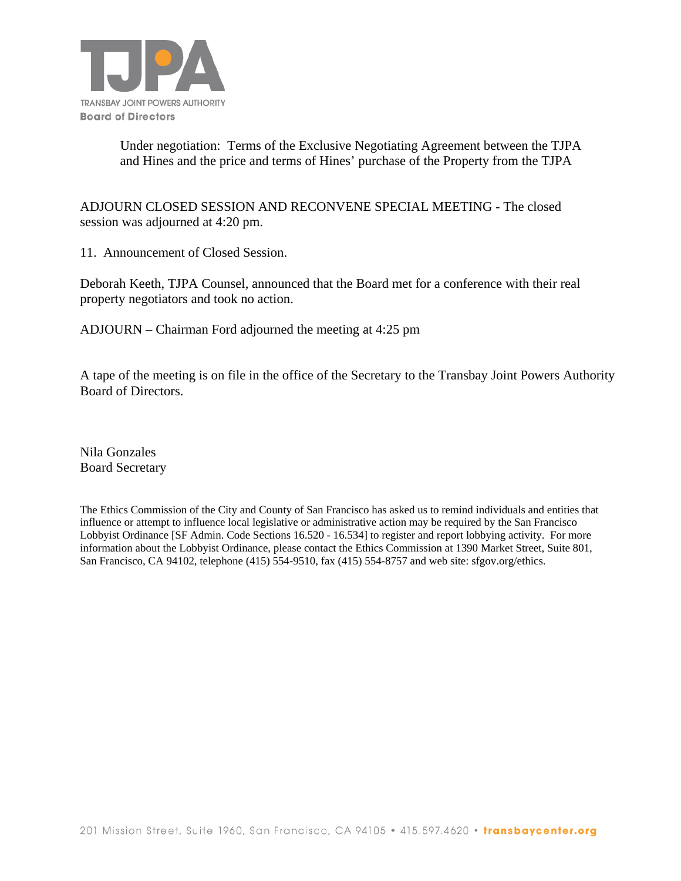Under negotiation: Terms of the Exclusive Negotiating Agreement between the TJPA and Hines and the price and terms of Hines' purchase of the Property from the TJPA

ADJOURN CLOSED SESSION AND RECONVENE SPECIAL MEETING - The closed session was adjourned at 4:20 pm.

11. Announcement of Closed Session.

Deborah Keeth, TJPA Counsel, announced that the Board met for a conference with their real property negotiators and took no action.

ADJOURN – Chairman Ford adjourned the meeting at 4:25 pm

A tape of the meeting is on file in the office of the Secretary to the Transbay Joint Powers Authority Board of Directors.

Nila Gonzales
Board Secretary

The Ethics Commission of the City and County of San Francisco has asked us to remind individuals and entities that influence or attempt to influence local legislative or administrative action may be required by the San Francisco Lobbyist Ordinance [SF Admin. Code Sections 16.520 - 16.534] to register and report lobbying activity. For more information about the Lobbyist Ordinance, please contact the Ethics Commission at 1390 Market Street, Suite 801, San Francisco, CA 94102, telephone (415) 554-9510, fax (415) 554-8757 and web site: sfgov.org/ethics.